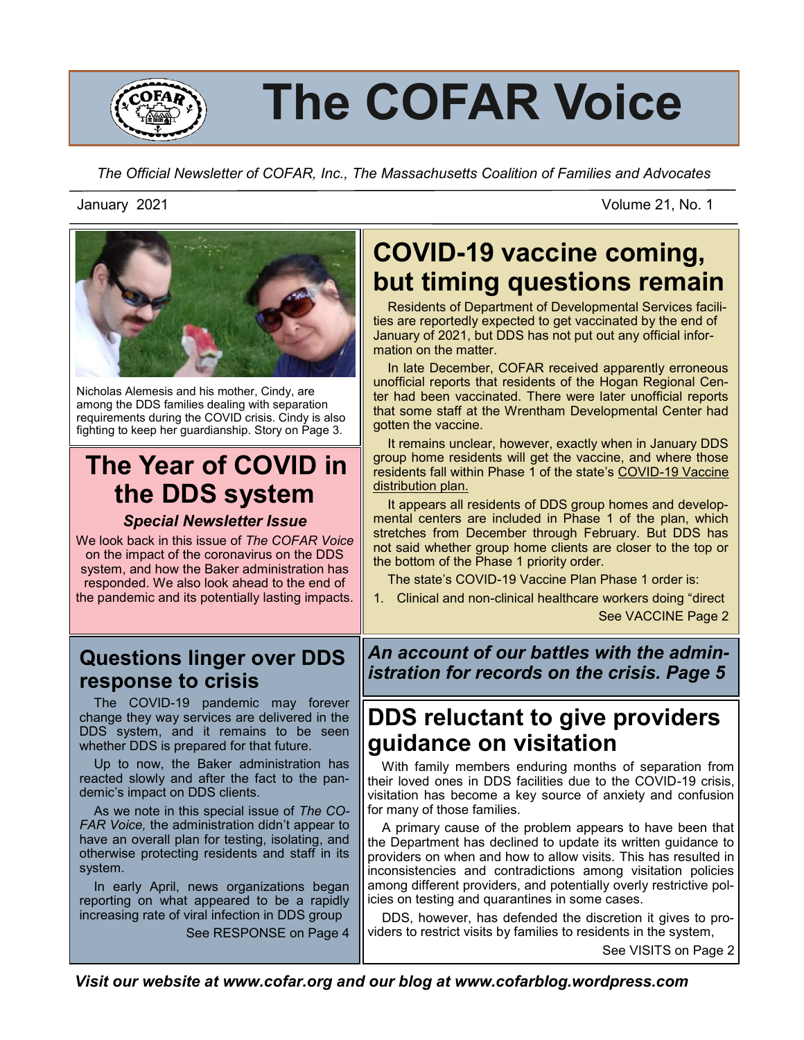# The COFAR Voice

*The Official Newsletter of COFAR, Inc., The Massachusetts Coalition of Families and Advocates*

January 2021 Volume 21, No. 1

Nicholas Alemesis and his mother, Cindy, are among the DDS families dealing with separation requirements during the COVID crisis. Cindy is also fighting to keep her guardianship. Story on Page 3.

## The Year of COVID in the DDS system

### *Special Newsletter Issue*

We look back in this issue of *The COFAR Voice* on the impact of the coronavirus on the DDS system, and how the Baker administration has responded. We also look ahead to the end of the pandemic and its potentially lasting impacts.

## COVID-19 vaccine coming, but timing questions remain

Residents of Department of Developmental Services facilities are reportedly expected to get vaccinated by the end of January of 2021, but DDS has not put out any official information on the matter.

In late December, COFAR received apparently erroneous unofficial reports that residents of the Hogan Regional Center had been vaccinated. There were later unofficial reports that some staff at the Wrentham Developmental Center had gotten the vaccine.

It remains unclear, however, exactly when in January DDS group home residents will get the vaccine, and where those residents fall within Phase 1 of the state's COVID-19 Vaccine distribution plan.

It appears all residents of DDS group homes and developmental centers are included in Phase 1 of the plan, which stretches from December through February. But DDS has not said whether group home clients are closer to the top or the bottom of the Phase 1 priority order.

The state's COVID-19 Vaccine Plan Phase 1 order is:

1. Clinical and non-clinical healthcare workers doing "direct

See VACCINE Page 2

## Questions linger over DDS response to crisis

The COVID-19 pandemic may forever change they way services are delivered in the DDS system, and it remains to be seen whether DDS is prepared for that future.

Up to now, the Baker administration has reacted slowly and after the fact to the pandemic's impact on DDS clients.

As we note in this special issue of *The COFAR Voice,* the administration didn't appear to have an overall plan for testing, isolating, and otherwise protecting residents and staff in its system.

In early April, news organizations began reporting on what appeared to be a rapidly increasing rate of viral infection in DDS group

See RESPONSE on Page 4

***An account of our battles with the administration for records on the crisis. Page 5***

## DDS reluctant to give providers guidance on visitation

With family members enduring months of separation from their loved ones in DDS facilities due to the COVID-19 crisis, visitation has become a key source of anxiety and confusion for many of those families.

A primary cause of the problem appears to have been that the Department has declined to update its written guidance to providers on when and how to allow visits. This has resulted in inconsistencies and contradictions among visitation policies among different providers, and potentially overly restrictive policies on testing and quarantines in some cases.

DDS, however, has defended the discretion it gives to providers to restrict visits by families to residents in the system,

See VISITS on Page 2

*Visit our website at www.cofar.org and our blog at www.cofarblog.wordpress.com*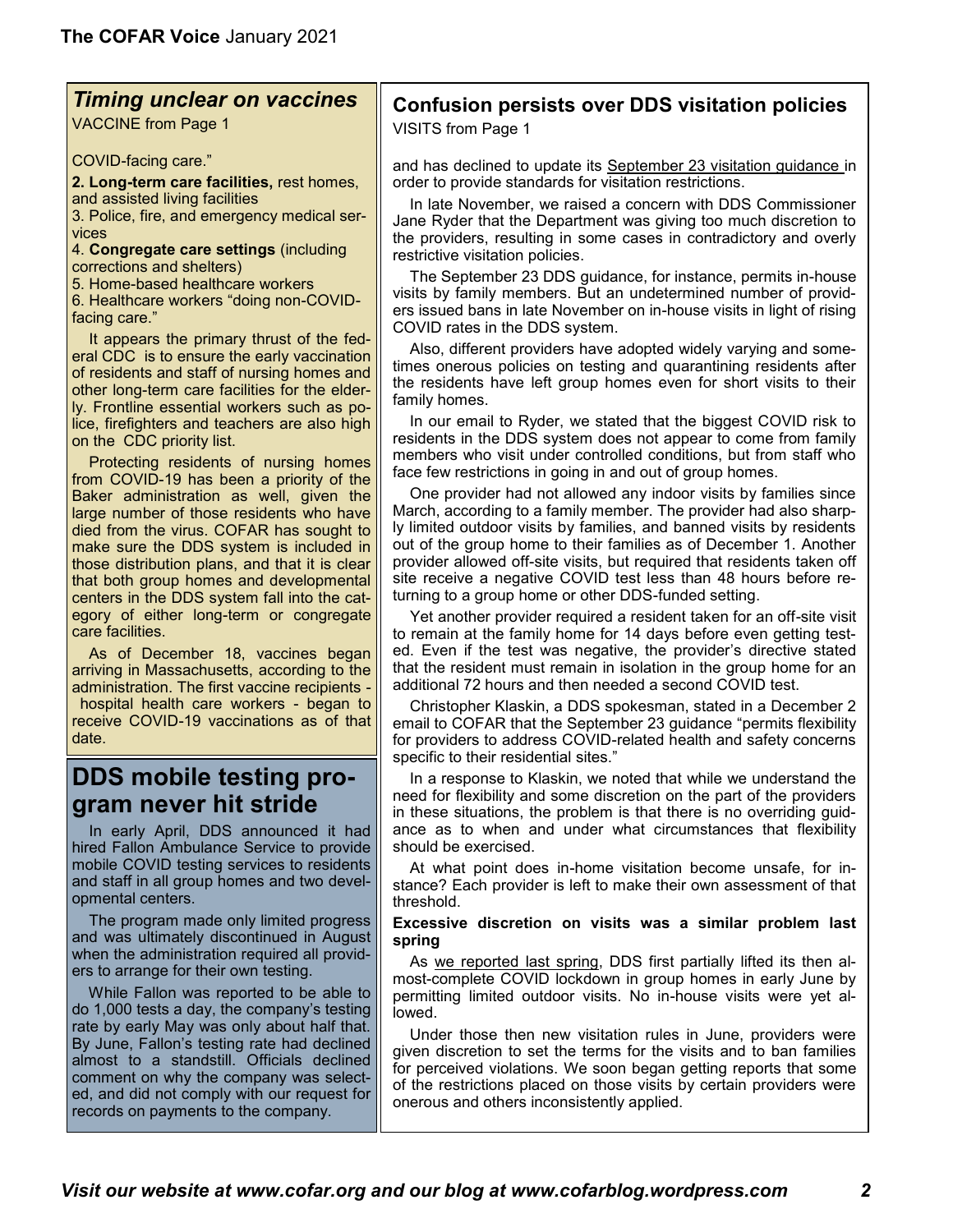## *Timing unclear on vaccines*

VACCINE from Page 1

COVID-facing care."

2. **Long-term care facilities,** rest homes, and assisted living facilities
3. Police, fire, and emergency medical services
4. **Congregate care settings** (including corrections and shelters)
5. Home-based healthcare workers
6. Healthcare workers "doing non-COVID-facing care."

It appears the primary thrust of the federal CDC is to ensure the early vaccination of residents and staff of nursing homes and other long-term care facilities for the elderly. Frontline essential workers such as police, firefighters and teachers are also high on the CDC priority list.

Protecting residents of nursing homes from COVID-19 has been a priority of the Baker administration as well, given the large number of those residents who have died from the virus. COFAR has sought to make sure the DDS system is included in those distribution plans, and that it is clear that both group homes and developmental centers in the DDS system fall into the category of either long-term or congregate care facilities.

As of December 18, vaccines began arriving in Massachusetts, according to the administration. The first vaccine recipients - hospital health care workers - began to receive COVID-19 vaccinations as of that date.

## DDS mobile testing program never hit stride

In early April, DDS announced it had hired Fallon Ambulance Service to provide mobile COVID testing services to residents and staff in all group homes and two developmental centers.

The program made only limited progress and was ultimately discontinued in August when the administration required all providers to arrange for their own testing.

While Fallon was reported to be able to do 1,000 tests a day, the company's testing rate by early May was only about half that. By June, Fallon's testing rate had declined almost to a standstill. Officials declined comment on why the company was selected, and did not comply with our request for records on payments to the company.

## Confusion persists over DDS visitation policies

VISITS from Page 1

and has declined to update its September 23 visitation guidance in order to provide standards for visitation restrictions.

In late November, we raised a concern with DDS Commissioner Jane Ryder that the Department was giving too much discretion to the providers, resulting in some cases in contradictory and overly restrictive visitation policies.

The September 23 DDS guidance, for instance, permits in-house visits by family members. But an undetermined number of providers issued bans in late November on in-house visits in light of rising COVID rates in the DDS system.

Also, different providers have adopted widely varying and sometimes onerous policies on testing and quarantining residents after the residents have left group homes even for short visits to their family homes.

In our email to Ryder, we stated that the biggest COVID risk to residents in the DDS system does not appear to come from family members who visit under controlled conditions, but from staff who face few restrictions in going in and out of group homes.

One provider had not allowed any indoor visits by families since March, according to a family member. The provider had also sharply limited outdoor visits by families, and banned visits by residents out of the group home to their families as of December 1. Another provider allowed off-site visits, but required that residents taken off site receive a negative COVID test less than 48 hours before returning to a group home or other DDS-funded setting.

Yet another provider required a resident taken for an off-site visit to remain at the family home for 14 days before even getting tested. Even if the test was negative, the provider's directive stated that the resident must remain in isolation in the group home for an additional 72 hours and then needed a second COVID test.

Christopher Klaskin, a DDS spokesman, stated in a December 2 email to COFAR that the September 23 guidance "permits flexibility for providers to address COVID-related health and safety concerns specific to their residential sites."

In a response to Klaskin, we noted that while we understand the need for flexibility and some discretion on the part of the providers in these situations, the problem is that there is no overriding guidance as to when and under what circumstances that flexibility should be exercised.

At what point does in-home visitation become unsafe, for instance? Each provider is left to make their own assessment of that threshold.

**Excessive discretion on visits was a similar problem last spring**

As we reported last spring, DDS first partially lifted its then almost-complete COVID lockdown in group homes in early June by permitting limited outdoor visits. No in-house visits were yet allowed.

Under those then new visitation rules in June, providers were given discretion to set the terms for the visits and to ban families for perceived violations. We soon began getting reports that some of the restrictions placed on those visits by certain providers were onerous and others inconsistently applied.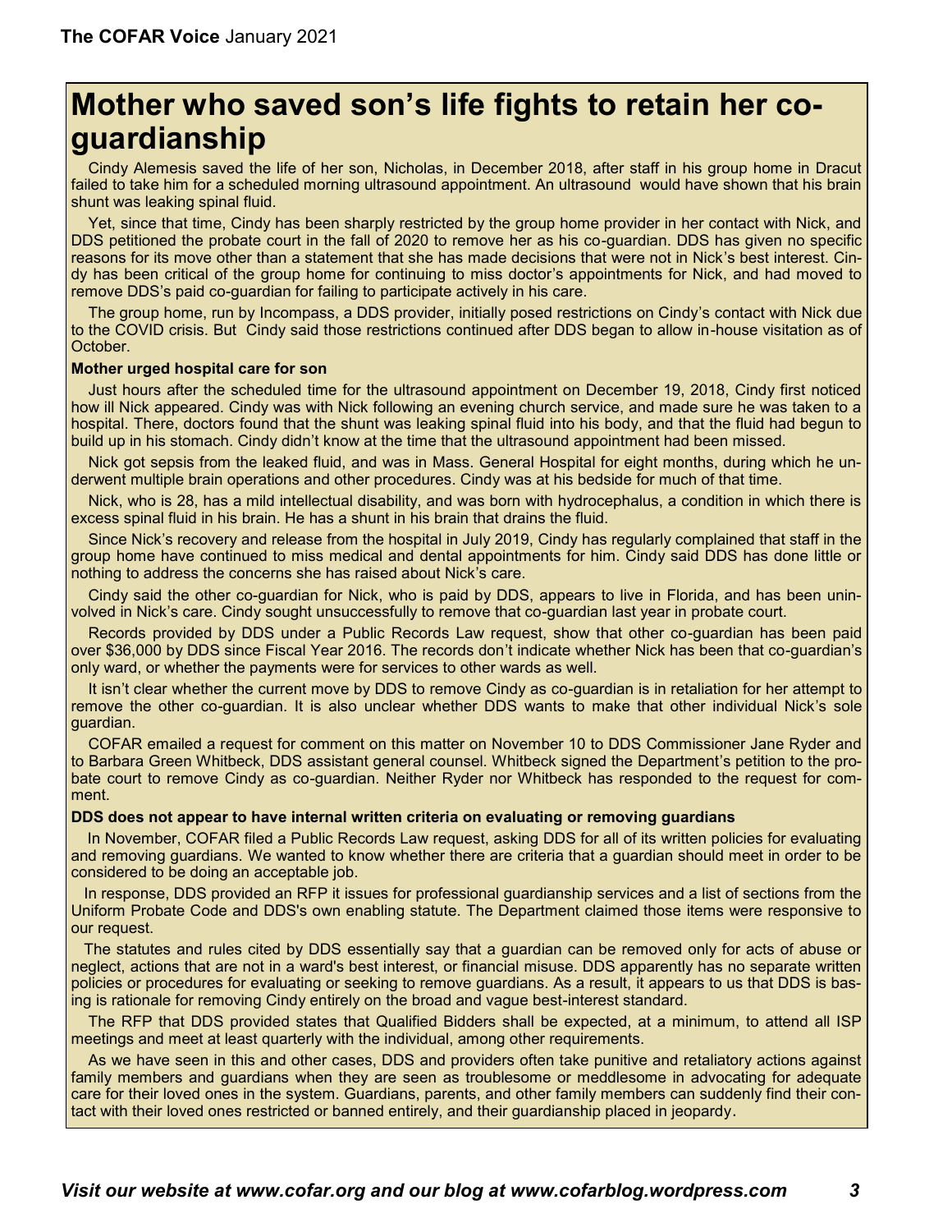# Mother who saved son's life fights to retain her co-guardianship

Cindy Alemesis saved the life of her son, Nicholas, in December 2018, after staff in his group home in Dracut failed to take him for a scheduled morning ultrasound appointment. An ultrasound would have shown that his brain shunt was leaking spinal fluid.

Yet, since that time, Cindy has been sharply restricted by the group home provider in her contact with Nick, and DDS petitioned the probate court in the fall of 2020 to remove her as his co-guardian. DDS has given no specific reasons for its move other than a statement that she has made decisions that were not in Nick's best interest. Cindy has been critical of the group home for continuing to miss doctor's appointments for Nick, and had moved to remove DDS's paid co-guardian for failing to participate actively in his care.

The group home, run by Incompass, a DDS provider, initially posed restrictions on Cindy's contact with Nick due to the COVID crisis. But Cindy said those restrictions continued after DDS began to allow in-house visitation as of October.

**Mother urged hospital care for son**

Just hours after the scheduled time for the ultrasound appointment on December 19, 2018, Cindy first noticed how ill Nick appeared. Cindy was with Nick following an evening church service, and made sure he was taken to a hospital. There, doctors found that the shunt was leaking spinal fluid into his body, and that the fluid had begun to build up in his stomach. Cindy didn't know at the time that the ultrasound appointment had been missed.

Nick got sepsis from the leaked fluid, and was in Mass. General Hospital for eight months, during which he underwent multiple brain operations and other procedures. Cindy was at his bedside for much of that time.

Nick, who is 28, has a mild intellectual disability, and was born with hydrocephalus, a condition in which there is excess spinal fluid in his brain. He has a shunt in his brain that drains the fluid.

Since Nick's recovery and release from the hospital in July 2019, Cindy has regularly complained that staff in the group home have continued to miss medical and dental appointments for him. Cindy said DDS has done little or nothing to address the concerns she has raised about Nick's care.

Cindy said the other co-guardian for Nick, who is paid by DDS, appears to live in Florida, and has been uninvolved in Nick's care. Cindy sought unsuccessfully to remove that co-guardian last year in probate court.

Records provided by DDS under a Public Records Law request, show that other co-guardian has been paid over $36,000 by DDS since Fiscal Year 2016. The records don't indicate whether Nick has been that co-guardian's only ward, or whether the payments were for services to other wards as well.

It isn't clear whether the current move by DDS to remove Cindy as co-guardian is in retaliation for her attempt to remove the other co-guardian. It is also unclear whether DDS wants to make that other individual Nick's sole guardian.

COFAR emailed a request for comment on this matter on November 10 to DDS Commissioner Jane Ryder and to Barbara Green Whitbeck, DDS assistant general counsel. Whitbeck signed the Department's petition to the probate court to remove Cindy as co-guardian. Neither Ryder nor Whitbeck has responded to the request for comment.

**DDS does not appear to have internal written criteria on evaluating or removing guardians**

In November, COFAR filed a Public Records Law request, asking DDS for all of its written policies for evaluating and removing guardians. We wanted to know whether there are criteria that a guardian should meet in order to be considered to be doing an acceptable job.

In response, DDS provided an RFP it issues for professional guardianship services and a list of sections from the Uniform Probate Code and DDS's own enabling statute. The Department claimed those items were responsive to our request.

The statutes and rules cited by DDS essentially say that a guardian can be removed only for acts of abuse or neglect, actions that are not in a ward's best interest, or financial misuse. DDS apparently has no separate written policies or procedures for evaluating or seeking to remove guardians. As a result, it appears to us that DDS is basing is rationale for removing Cindy entirely on the broad and vague best-interest standard.

The RFP that DDS provided states that Qualified Bidders shall be expected, at a minimum, to attend all ISP meetings and meet at least quarterly with the individual, among other requirements.

As we have seen in this and other cases, DDS and providers often take punitive and retaliatory actions against family members and guardians when they are seen as troublesome or meddlesome in advocating for adequate care for their loved ones in the system. Guardians, parents, and other family members can suddenly find their contact with their loved ones restricted or banned entirely, and their guardianship placed in jeopardy.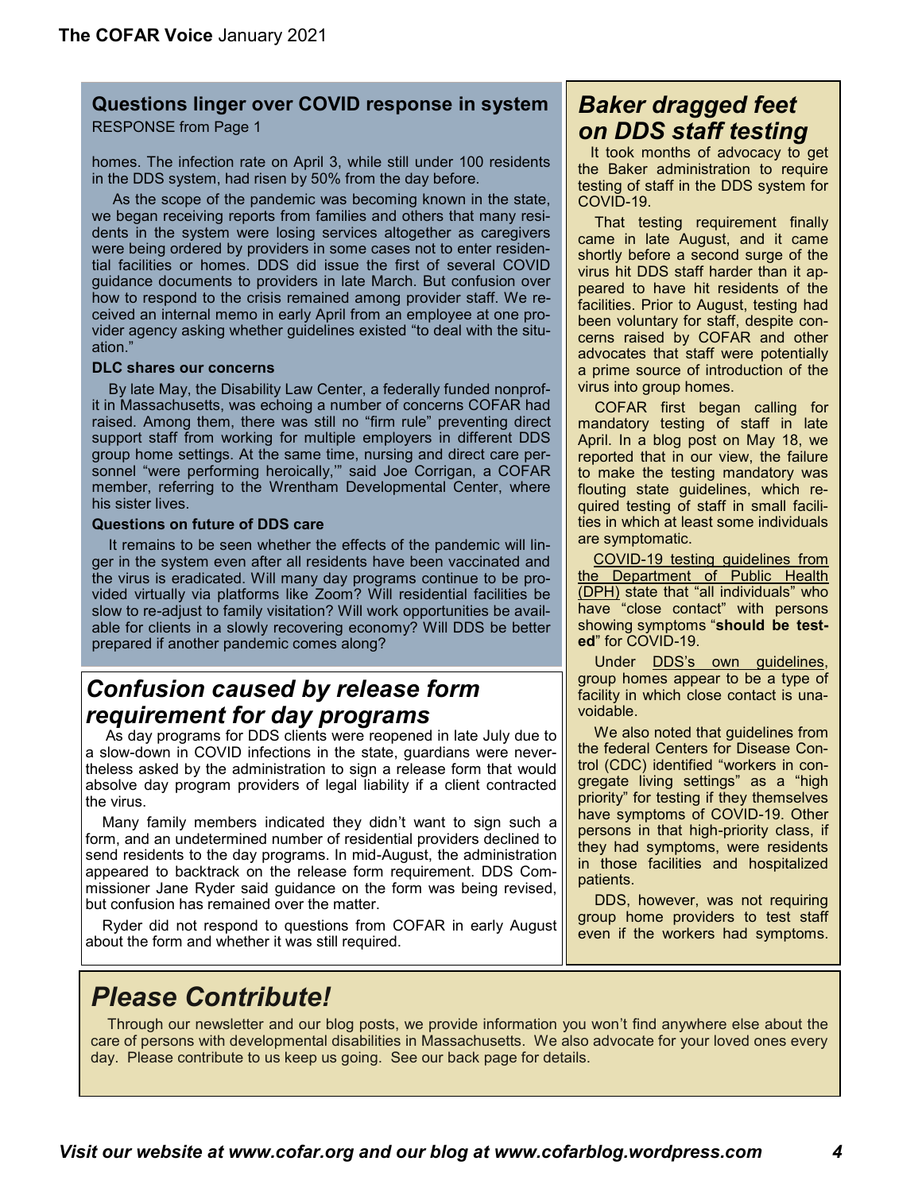## Questions linger over COVID response in system

RESPONSE from Page 1

homes. The infection rate on April 3, while still under 100 residents in the DDS system, had risen by 50% from the day before.

As the scope of the pandemic was becoming known in the state, we began receiving reports from families and others that many residents in the system were losing services altogether as caregivers were being ordered by providers in some cases not to enter residential facilities or homes. DDS did issue the first of several COVID guidance documents to providers in late March. But confusion over how to respond to the crisis remained among provider staff. We received an internal memo in early April from an employee at one provider agency asking whether guidelines existed "to deal with the situation."

### DLC shares our concerns

By late May, the Disability Law Center, a federally funded nonprofit in Massachusetts, was echoing a number of concerns COFAR had raised. Among them, there was still no "firm rule" preventing direct support staff from working for multiple employers in different DDS group home settings. At the same time, nursing and direct care personnel "were performing heroically,'" said Joe Corrigan, a COFAR member, referring to the Wrentham Developmental Center, where his sister lives.

### Questions on future of DDS care

It remains to be seen whether the effects of the pandemic will linger in the system even after all residents have been vaccinated and the virus is eradicated. Will many day programs continue to be provided virtually via platforms like Zoom? Will residential facilities be slow to re-adjust to family visitation? Will work opportunities be available for clients in a slowly recovering economy? Will DDS be better prepared if another pandemic comes along?

## *Confusion caused by release form requirement for day programs*

As day programs for DDS clients were reopened in late July due to a slow-down in COVID infections in the state, guardians were nevertheless asked by the administration to sign a release form that would absolve day program providers of legal liability if a client contracted the virus.

Many family members indicated they didn't want to sign such a form, and an undetermined number of residential providers declined to send residents to the day programs. In mid-August, the administration appeared to backtrack on the release form requirement. DDS Commissioner Jane Ryder said guidance on the form was being revised, but confusion has remained over the matter.

Ryder did not respond to questions from COFAR in early August about the form and whether it was still required.

## *Baker dragged feet on DDS staff testing*

It took months of advocacy to get the Baker administration to require testing of staff in the DDS system for COVID-19.

That testing requirement finally came in late August, and it came shortly before a second surge of the virus hit DDS staff harder than it appeared to have hit residents of the facilities. Prior to August, testing had been voluntary for staff, despite concerns raised by COFAR and other advocates that staff were potentially a prime source of introduction of the virus into group homes.

COFAR first began calling for mandatory testing of staff in late April. In a blog post on May 18, we reported that in our view, the failure to make the testing mandatory was flouting state guidelines, which required testing of staff in small facilities in which at least some individuals are symptomatic.

COVID-19 testing guidelines from the Department of Public Health (DPH) state that "all individuals" who have "close contact" with persons showing symptoms "**should be tested**" for COVID-19.

Under DDS's own guidelines, group homes appear to be a type of facility in which close contact is unavoidable.

We also noted that guidelines from the federal Centers for Disease Control (CDC) identified "workers in congregate living settings" as a "high priority" for testing if they themselves have symptoms of COVID-19. Other persons in that high-priority class, if they had symptoms, were residents in those facilities and hospitalized patients.

DDS, however, was not requiring group home providers to test staff even if the workers had symptoms.

## *Please Contribute!*

Through our newsletter and our blog posts, we provide information you won't find anywhere else about the care of persons with developmental disabilities in Massachusetts. We also advocate for your loved ones every day. Please contribute to us keep us going. See our back page for details.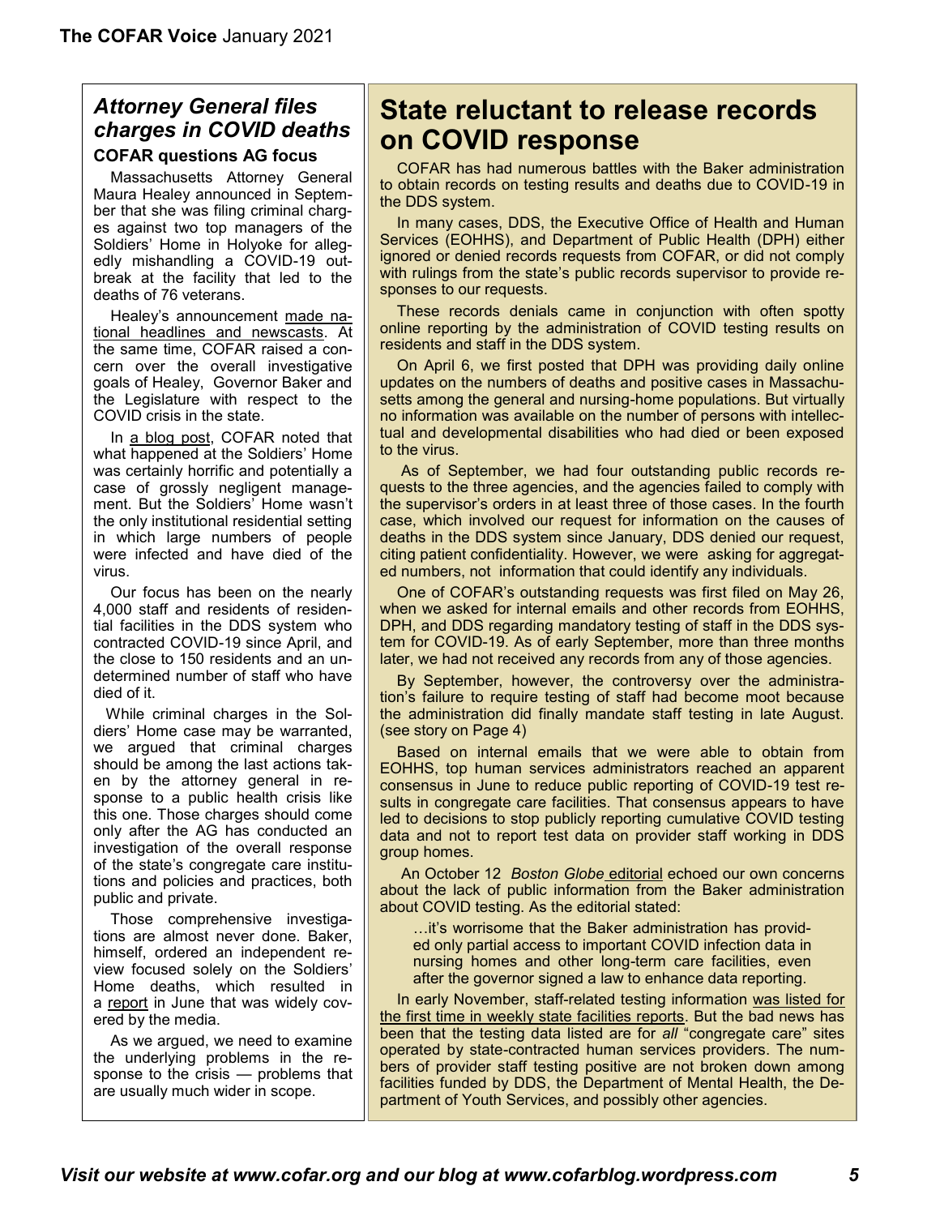## *Attorney General files charges in COVID deaths*

### COFAR questions AG focus

Massachusetts Attorney General Maura Healey announced in September that she was filing criminal charges against two top managers of the Soldiers' Home in Holyoke for allegedly mishandling a COVID-19 outbreak at the facility that led to the deaths of 76 veterans.

Healey's announcement made national headlines and newscasts. At the same time, COFAR raised a concern over the overall investigative goals of Healey, Governor Baker and the Legislature with respect to the COVID crisis in the state.

In a blog post, COFAR noted that what happened at the Soldiers' Home was certainly horrific and potentially a case of grossly negligent management. But the Soldiers' Home wasn't the only institutional residential setting in which large numbers of people were infected and have died of the virus.

Our focus has been on the nearly 4,000 staff and residents of residential facilities in the DDS system who contracted COVID-19 since April, and the close to 150 residents and an undetermined number of staff who have died of it.

While criminal charges in the Soldiers' Home case may be warranted, we argued that criminal charges should be among the last actions taken by the attorney general in response to a public health crisis like this one. Those charges should come only after the AG has conducted an investigation of the overall response of the state's congregate care institutions and policies and practices, both public and private.

Those comprehensive investigations are almost never done. Baker, himself, ordered an independent review focused solely on the Soldiers' Home deaths, which resulted in a report in June that was widely covered by the media.

As we argued, we need to examine the underlying problems in the response to the crisis — problems that are usually much wider in scope.

# State reluctant to release records on COVID response

COFAR has had numerous battles with the Baker administration to obtain records on testing results and deaths due to COVID-19 in the DDS system.

In many cases, DDS, the Executive Office of Health and Human Services (EOHHS), and Department of Public Health (DPH) either ignored or denied records requests from COFAR, or did not comply with rulings from the state's public records supervisor to provide responses to our requests.

These records denials came in conjunction with often spotty online reporting by the administration of COVID testing results on residents and staff in the DDS system.

On April 6, we first posted that DPH was providing daily online updates on the numbers of deaths and positive cases in Massachusetts among the general and nursing-home populations. But virtually no information was available on the number of persons with intellectual and developmental disabilities who had died or been exposed to the virus.

As of September, we had four outstanding public records requests to the three agencies, and the agencies failed to comply with the supervisor's orders in at least three of those cases. In the fourth case, which involved our request for information on the causes of deaths in the DDS system since January, DDS denied our request, citing patient confidentiality. However, we were asking for aggregated numbers, not information that could identify any individuals.

One of COFAR's outstanding requests was first filed on May 26, when we asked for internal emails and other records from EOHHS, DPH, and DDS regarding mandatory testing of staff in the DDS system for COVID-19. As of early September, more than three months later, we had not received any records from any of those agencies.

By September, however, the controversy over the administration's failure to require testing of staff had become moot because the administration did finally mandate staff testing in late August. (see story on Page 4)

Based on internal emails that we were able to obtain from EOHHS, top human services administrators reached an apparent consensus in June to reduce public reporting of COVID-19 test results in congregate care facilities. That consensus appears to have led to decisions to stop publicly reporting cumulative COVID testing data and not to report test data on provider staff working in DDS group homes.

An October 12 *Boston Globe* editorial echoed our own concerns about the lack of public information from the Baker administration about COVID testing. As the editorial stated:

> …it's worrisome that the Baker administration has provided only partial access to important COVID infection data in nursing homes and other long-term care facilities, even after the governor signed a law to enhance data reporting.

In early November, staff-related testing information was listed for the first time in weekly state facilities reports. But the bad news has been that the testing data listed are for *all* "congregate care" sites operated by state-contracted human services providers. The numbers of provider staff testing positive are not broken down among facilities funded by DDS, the Department of Mental Health, the Department of Youth Services, and possibly other agencies.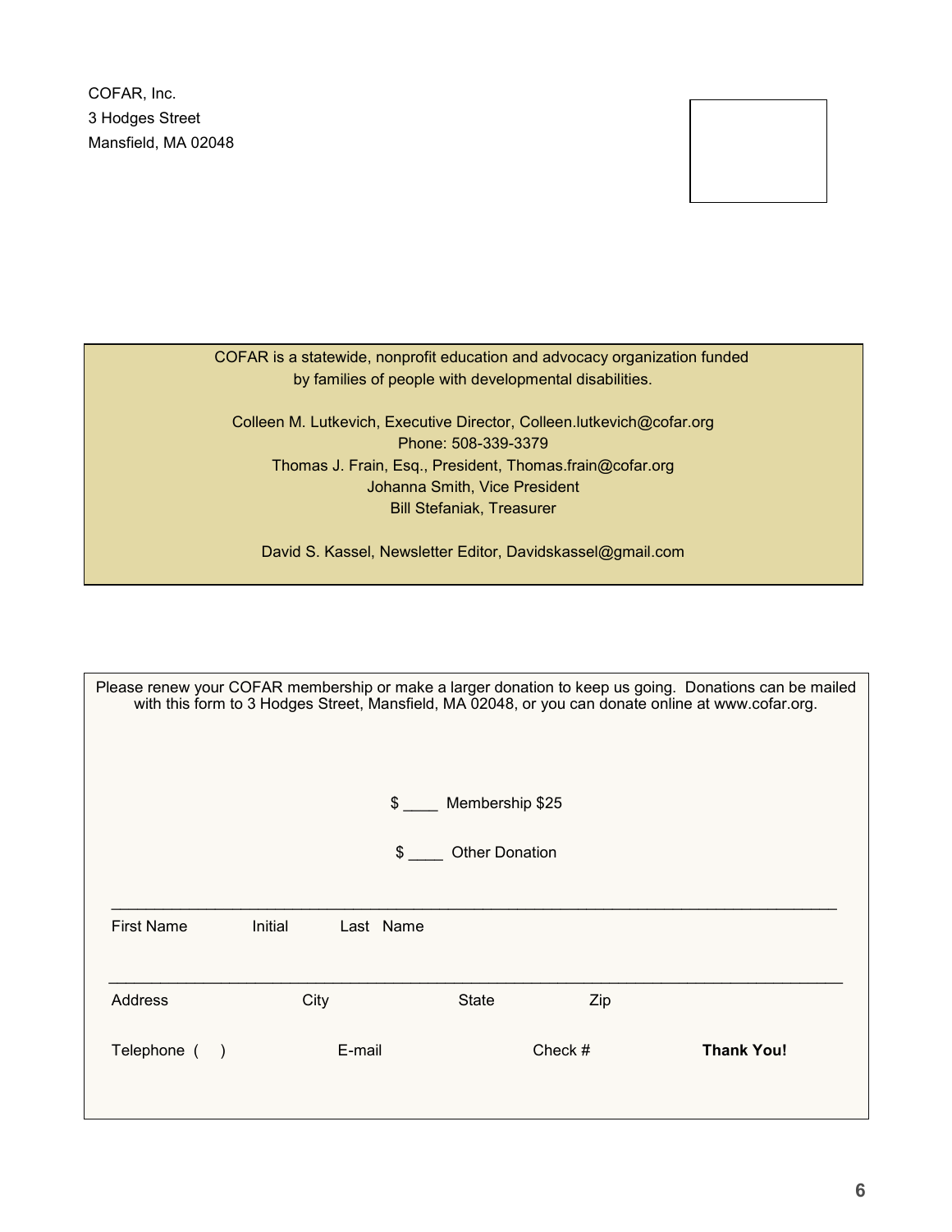COFAR, Inc.
3 Hodges Street
Mansfield, MA 02048

COFAR is a statewide, nonprofit education and advocacy organization funded by families of people with developmental disabilities.

Colleen M. Lutkevich, Executive Director, Colleen.lutkevich@cofar.org
Phone: 508-339-3379
Thomas J. Frain, Esq., President, Thomas.frain@cofar.org
Johanna Smith, Vice President
Bill Stefaniak, Treasurer

David S. Kassel, Newsletter Editor, Davidskassel@gmail.com

Please renew your COFAR membership or make a larger donation to keep us going. Donations can be mailed with this form to 3 Hodges Street, Mansfield, MA 02048, or you can donate online at www.cofar.org.

$ ____ Membership $25

$ ____ Other Donation

_______________________________________________________________________________

First Name Initial Last Name

_______________________________________________________________________________

Address City State Zip

Telephone ( ) E-mail Check #

**Thank You!**